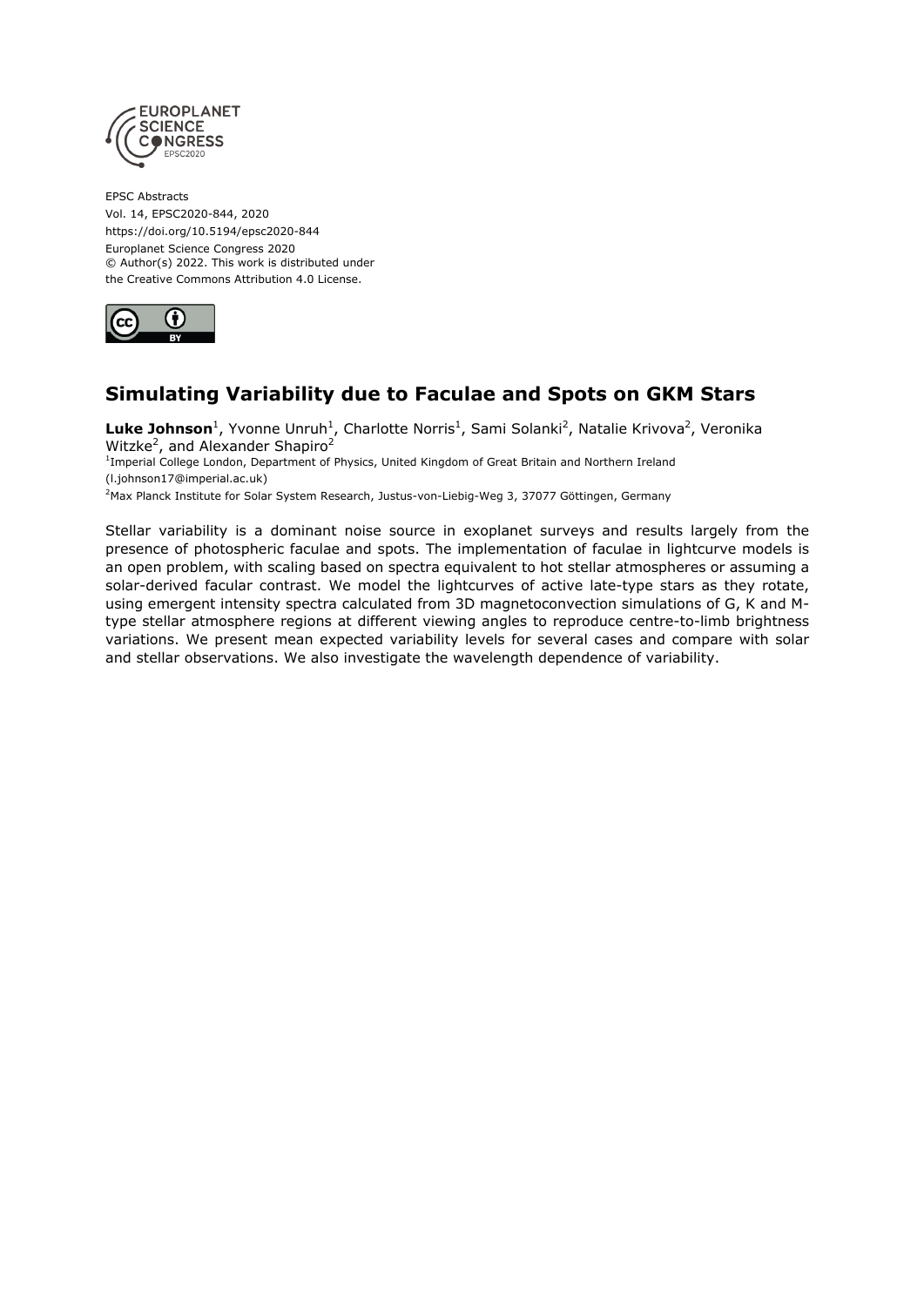EPSC Abstracts
Vol. 14, EPSC2020-844, 2020
https://doi.org/10.5194/epsc2020-844
Europlanet Science Congress 2020
© Author(s) 2022. This work is distributed under
the Creative Commons Attribution 4.0 License.

# Simulating Variability due to Faculae and Spots on GKM Stars

**Luke Johnson**[1], Yvonne Unruh[1], Charlotte Norris[1], Sami Solanki[2], Natalie Krivova[2], Veronika Witzke[2], and Alexander Shapiro[2]

[1]Imperial College London, Department of Physics, United Kingdom of Great Britain and Northern Ireland (l.johnson17@imperial.ac.uk)

[2]Max Planck Institute for Solar System Research, Justus-von-Liebig-Weg 3, 37077 Göttingen, Germany

Stellar variability is a dominant noise source in exoplanet surveys and results largely from the presence of photospheric faculae and spots. The implementation of faculae in lightcurve models is an open problem, with scaling based on spectra equivalent to hot stellar atmospheres or assuming a solar-derived facular contrast. We model the lightcurves of active late-type stars as they rotate, using emergent intensity spectra calculated from 3D magnetoconvection simulations of G, K and M-type stellar atmosphere regions at different viewing angles to reproduce centre-to-limb brightness variations. We present mean expected variability levels for several cases and compare with solar and stellar observations. We also investigate the wavelength dependence of variability.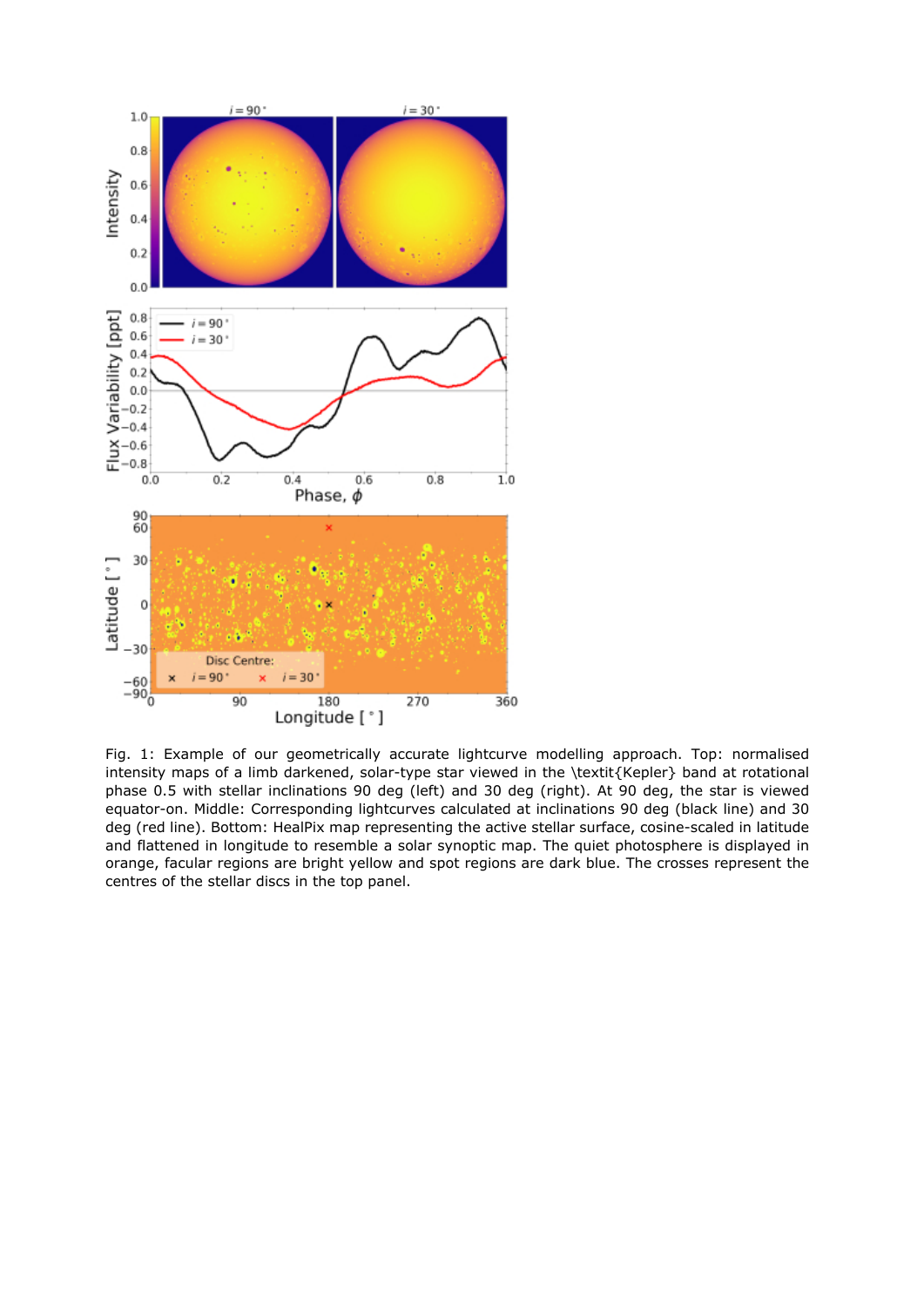Fig. 1: Example of our geometrically accurate lightcurve modelling approach. Top: normalised intensity maps of a limb darkened, solar-type star viewed in the \textit{Kepler} band at rotational phase 0.5 with stellar inclinations 90 deg (left) and 30 deg (right). At 90 deg, the star is viewed equator-on. Middle: Corresponding lightcurves calculated at inclinations 90 deg (black line) and 30 deg (red line). Bottom: HealPix map representing the active stellar surface, cosine-scaled in latitude and flattened in longitude to resemble a solar synoptic map. The quiet photosphere is displayed in orange, facular regions are bright yellow and spot regions are dark blue. The crosses represent the centres of the stellar discs in the top panel.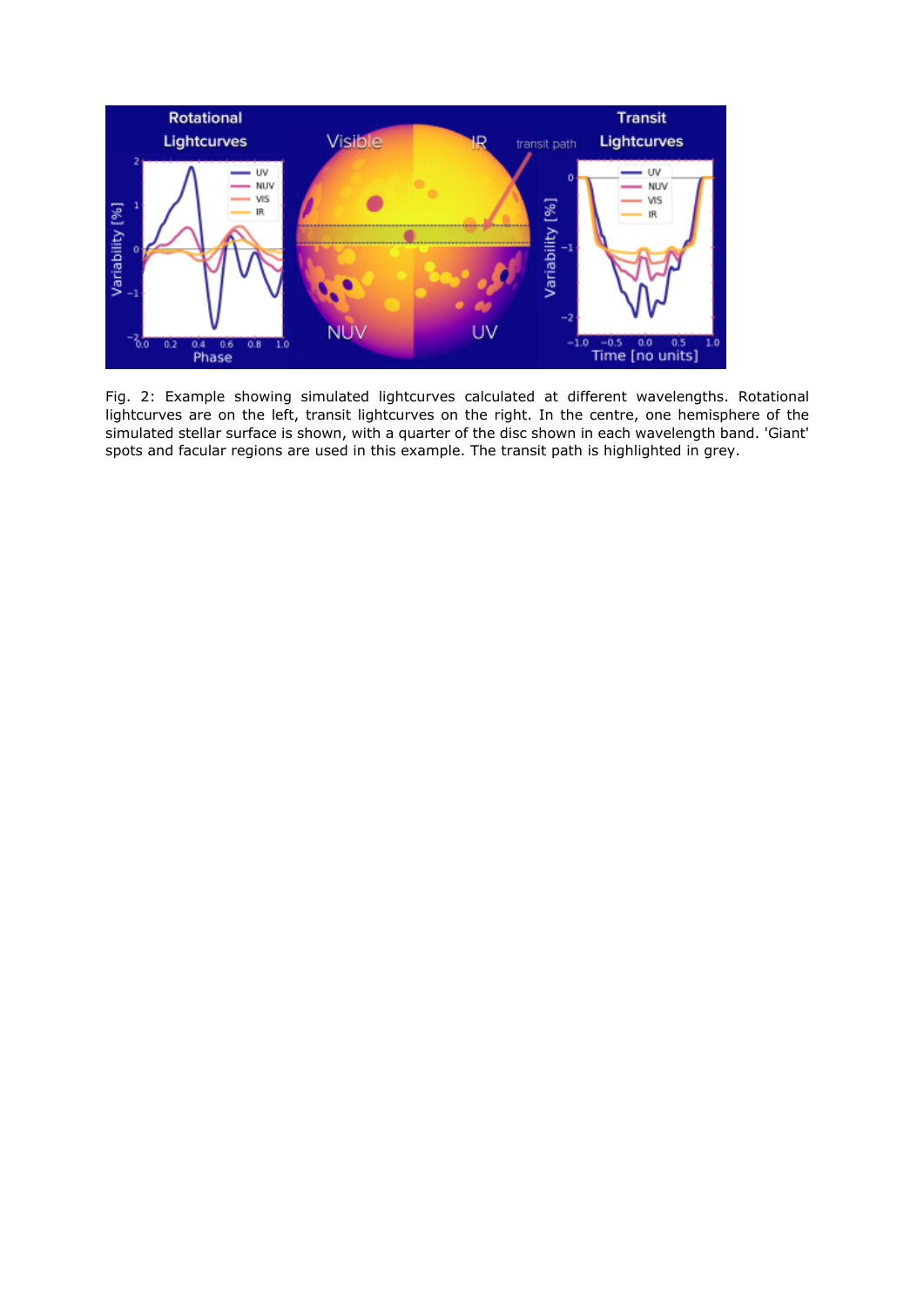Rotational Lightcurves

Variability [%]

Phase

UV
NUV
VIS
IR

Visible
IR
NUV
UV

transit path

Transit Lightcurves

Variability [%]

Time [no units]

Fig. 2: Example showing simulated lightcurves calculated at different wavelengths. Rotational lightcurves are on the left, transit lightcurves on the right. In the centre, one hemisphere of the simulated stellar surface is shown, with a quarter of the disc shown in each wavelength band. 'Giant' spots and facular regions are used in this example. The transit path is highlighted in grey.